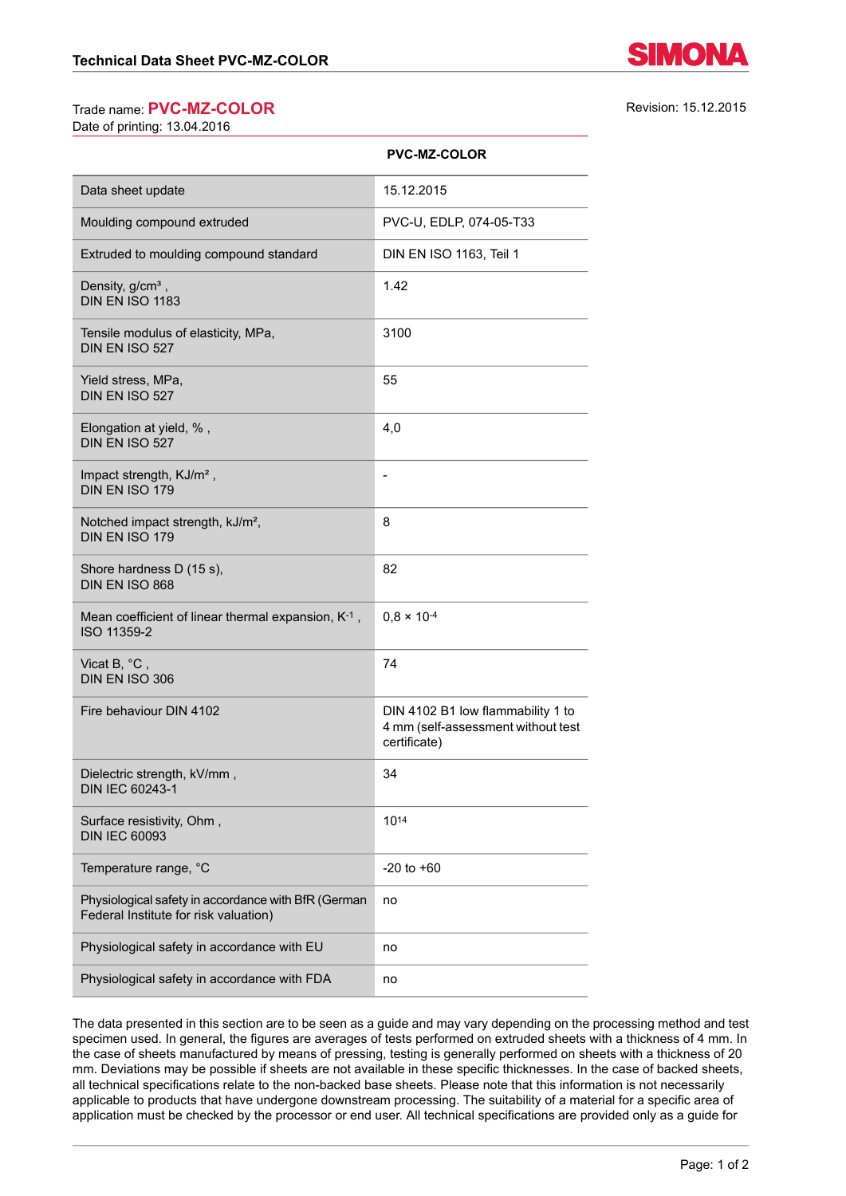Trade name: **PVC-MZ-COLOR**

Date of printing: 13.04.2016

Revision: 15.12.2015

| | PVC-MZ-COLOR |
|---|---|
| Data sheet update | 15.12.2015 |
| Moulding compound extruded | PVC-U, EDLP, 074-05-T33 |
| Extruded to moulding compound standard | DIN EN ISO 1163, Teil 1 |
| Density, g/cm³ , DIN EN ISO 1183 | 1.42 |
| Tensile modulus of elasticity, MPa, DIN EN ISO 527 | 3100 |
| Yield stress, MPa, DIN EN ISO 527 | 55 |
| Elongation at yield, % , DIN EN ISO 527 | 4,0 |
| Impact strength, KJ/m² , DIN EN ISO 179 | - |
| Notched impact strength, kJ/m², DIN EN ISO 179 | 8 |
| Shore hardness D (15 s), DIN EN ISO 868 | 82 |
| Mean coefficient of linear thermal expansion, $K^{-1}$ , ISO 11359-2 | $0{,}8 \times 10^{-4}$ |
| Vicat B, °C , DIN EN ISO 306 | 74 |
| Fire behaviour DIN 4102 | DIN 4102 B1 low flammability 1 to 4 mm (self-assessment without test certificate) |
| Dielectric strength, kV/mm , DIN IEC 60243-1 | 34 |
| Surface resistivity, Ohm , DIN IEC 60093 | $10^{14}$ |
| Temperature range, °C | -20 to +60 |
| Physiological safety in accordance with BfR (German Federal Institute for risk valuation) | no |
| Physiological safety in accordance with EU | no |
| Physiological safety in accordance with FDA | no |

The data presented in this section are to be seen as a guide and may vary depending on the processing method and test specimen used. In general, the figures are averages of tests performed on extruded sheets with a thickness of 4 mm. In the case of sheets manufactured by means of pressing, testing is generally performed on sheets with a thickness of 20 mm. Deviations may be possible if sheets are not available in these specific thicknesses. In the case of backed sheets, all technical specifications relate to the non-backed base sheets. Please note that this information is not necessarily applicable to products that have undergone downstream processing. The suitability of a material for a specific area of application must be checked by the processor or end user. All technical specifications are provided only as a guide for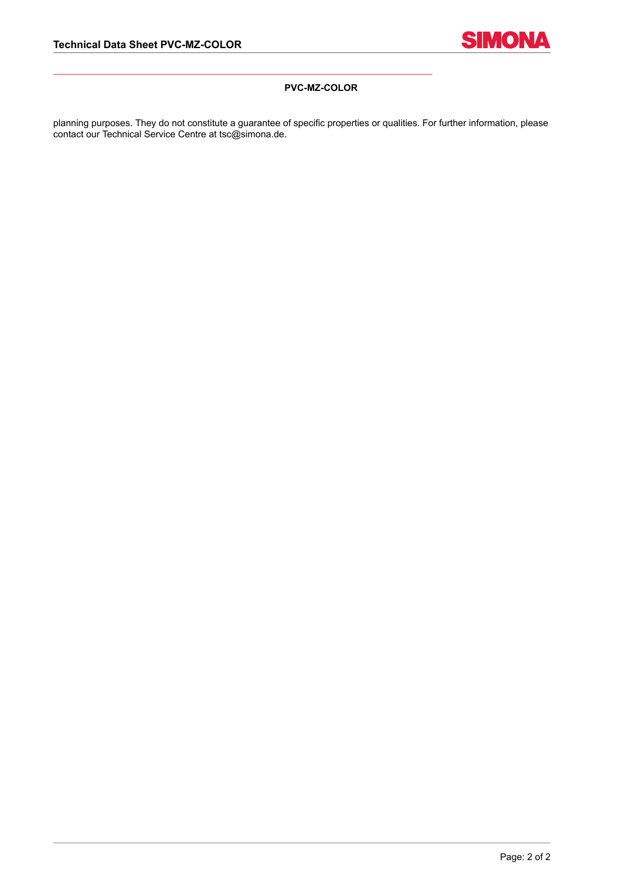**PVC-MZ-COLOR**

planning purposes. They do not constitute a guarantee of specific properties or qualities. For further information, please contact our Technical Service Centre at tsc@simona.de.